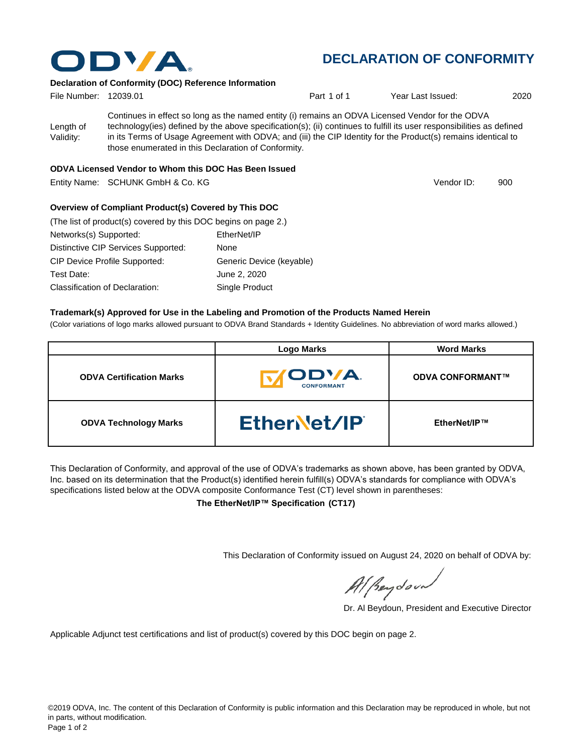# DECLARATION OF CONFORMITY

### Declaration of Conformity (DOC) Reference Information

File Number: 12039.01 | Part 1 of 1 | Year Last Issued: 2020

Length of Validity: Continues in effect so long as the named entity (i) remains an ODVA Licensed Vendor for the ODVA technology(ies) defined by the above specification(s); (ii) continues to fulfill its user responsibilities as defined in its Terms of Usage Agreement with ODVA; and (iii) the CIP Identity for the Product(s) remains identical to those enumerated in this Declaration of Conformity.

### ODVA Licensed Vendor to Whom this DOC Has Been Issued

Entity Name: SCHUNK GmbH & Co. KG | Vendor ID: 900

### Overview of Compliant Product(s) Covered by This DOC

(The list of product(s) covered by this DOC begins on page 2.)

| | |
|---|---|
| Networks(s) Supported: | EtherNet/IP |
| Distinctive CIP Services Supported: | None |
| CIP Device Profile Supported: | Generic Device (keyable) |
| Test Date: | June 2, 2020 |
| Classification of Declaration: | Single Product |

### Trademark(s) Approved for Use in the Labeling and Promotion of the Products Named Herein

(Color variations of logo marks allowed pursuant to ODVA Brand Standards + Identity Guidelines. No abbreviation of word marks allowed.)

| | Logo Marks | Word Marks |
|---|---|---|
| **ODVA Certification Marks** | ODVA CONFORMANT | **ODVA CONFORMANT™** |
| **ODVA Technology Marks** | EtherNet/IP | **EtherNet/IP™** |

This Declaration of Conformity, and approval of the use of ODVA's trademarks as shown above, has been granted by ODVA, Inc. based on its determination that the Product(s) identified herein fulfill(s) ODVA's standards for compliance with ODVA's specifications listed below at the ODVA composite Conformance Test (CT) level shown in parentheses:

**The EtherNet/IP™ Specification (CT17)**

This Declaration of Conformity issued on August 24, 2020 on behalf of ODVA by:

Dr. Al Beydoun, President and Executive Director

Applicable Adjunct test certifications and list of product(s) covered by this DOC begin on page 2.

©2019 ODVA, Inc. The content of this Declaration of Conformity is public information and this Declaration may be reproduced in whole, but not in parts, without modification.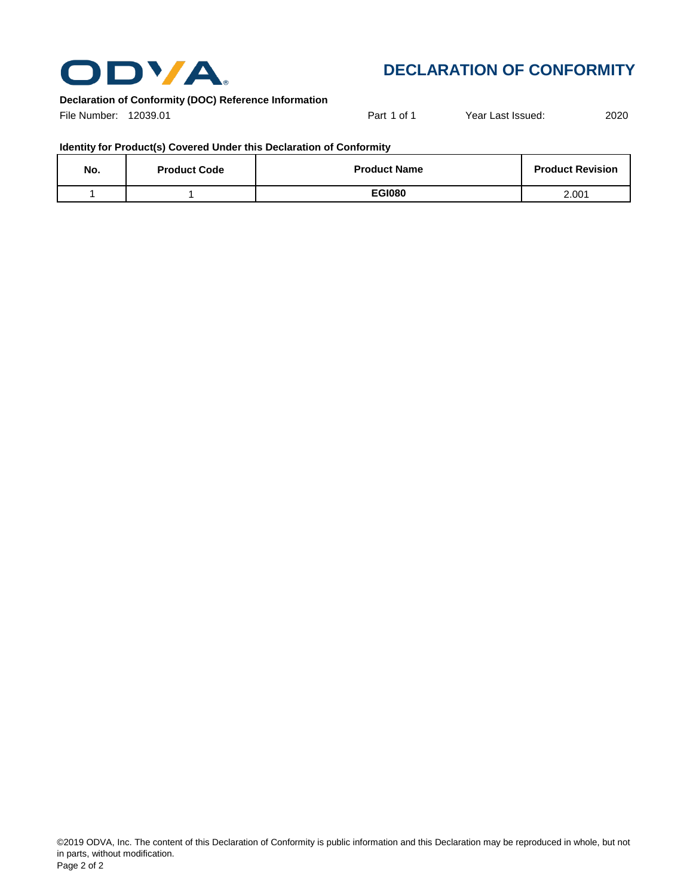ODVA

# DECLARATION OF CONFORMITY

**Declaration of Conformity (DOC) Reference Information**

File Number: 12039.01 Part 1 of 1 Year Last Issued: 2020

**Identity for Product(s) Covered Under this Declaration of Conformity**

| No. | Product Code | Product Name | Product Revision |
|---|---|---|---|
| 1 | 1 | **EGI080** | 2.001 |

©2019 ODVA, Inc. The content of this Declaration of Conformity is public information and this Declaration may be reproduced in whole, but not in parts, without modification.